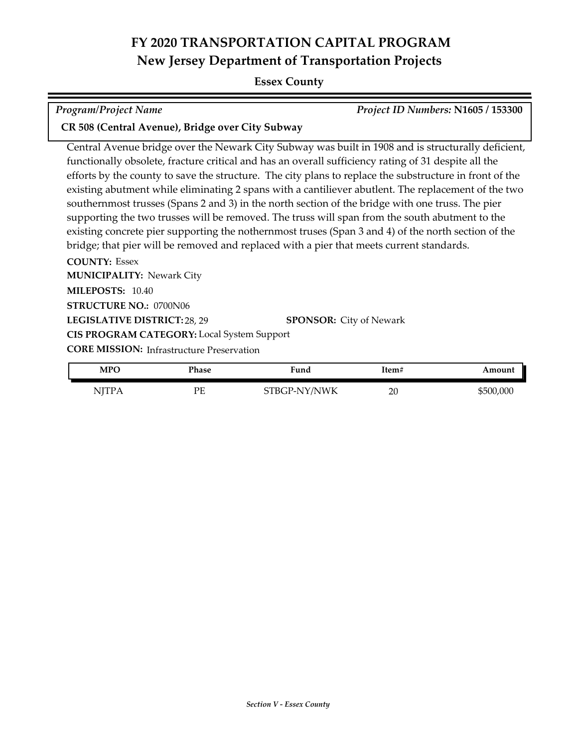# FY 2020 TRANSPORTATION CAPITAL PROGRAM
## New Jersey Department of Transportation Projects

**Essex County**

*Program/Project Name* — *Project ID Numbers:* **N1605 / 153300**

**CR 508 (Central Avenue), Bridge over City Subway**

Central Avenue bridge over the Newark City Subway was built in 1908 and is structurally deficient, functionally obsolete, fracture critical and has an overall sufficiency rating of 31 despite all the efforts by the county to save the structure. The city plans to replace the substructure in front of the existing abutment while eliminating 2 spans with a cantiliever abutlent. The replacement of the two southernmost trusses (Spans 2 and 3) in the north section of the bridge with one truss. The pier supporting the two trusses will be removed. The truss will span from the south abutment to the existing concrete pier supporting the nothernmost truses (Span 3 and 4) of the north section of the bridge; that pier will be removed and replaced with a pier that meets current standards.

**COUNTY:** Essex
**MUNICIPALITY:** Newark City
**MILEPOSTS:** 10.40
**STRUCTURE NO.:** 0700N06
**LEGISLATIVE DISTRICT:** 28, 29 **SPONSOR:** City of Newark
**CIS PROGRAM CATEGORY:** Local System Support
**CORE MISSION:** Infrastructure Preservation

| MPO | Phase | Fund | Item# | Amount |
|---|---|---|---|---|
| NJTPA | PE | STBGP-NY/NWK | 20 | $500,000 |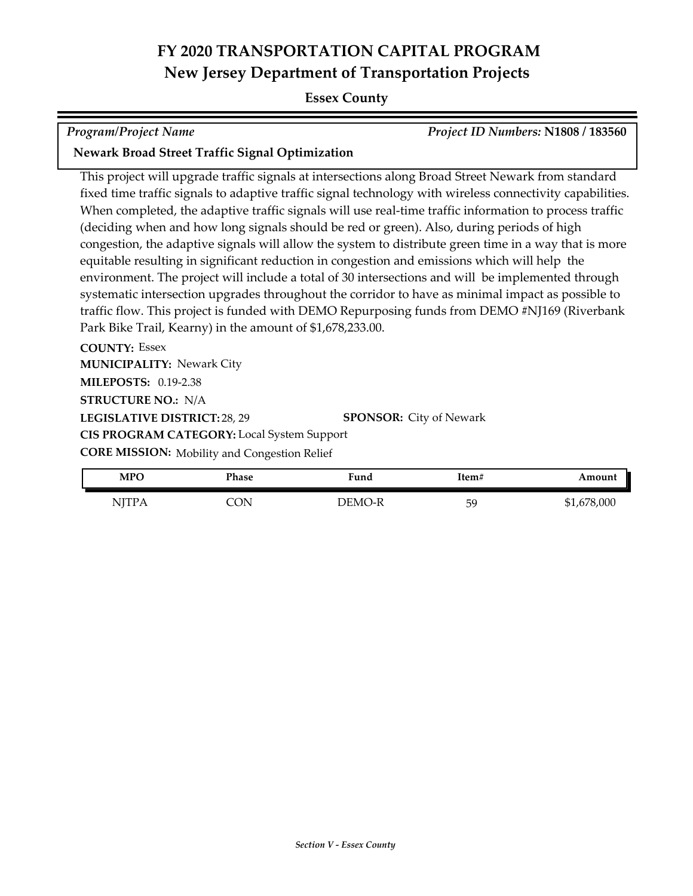# FY 2020 TRANSPORTATION CAPITAL PROGRAM
## New Jersey Department of Transportation Projects

**Essex County**

*Program/Project Name* *Project ID Numbers:* **N1808 / 183560**

**Newark Broad Street Traffic Signal Optimization**

This project will upgrade traffic signals at intersections along Broad Street Newark from standard fixed time traffic signals to adaptive traffic signal technology with wireless connectivity capabilities. When completed, the adaptive traffic signals will use real-time traffic information to process traffic (deciding when and how long signals should be red or green). Also, during periods of high congestion, the adaptive signals will allow the system to distribute green time in a way that is more equitable resulting in significant reduction in congestion and emissions which will help the environment. The project will include a total of 30 intersections and will be implemented through systematic intersection upgrades throughout the corridor to have as minimal impact as possible to traffic flow. This project is funded with DEMO Repurposing funds from DEMO #NJ169 (Riverbank Park Bike Trail, Kearny) in the amount of $1,678,233.00.

**COUNTY:** Essex
**MUNICIPALITY:** Newark City
**MILEPOSTS:** 0.19-2.38
**STRUCTURE NO.:** N/A
**LEGISLATIVE DISTRICT:** 28, 29
**SPONSOR:** City of Newark
**CIS PROGRAM CATEGORY:** Local System Support
**CORE MISSION:** Mobility and Congestion Relief

| MPO | Phase | Fund | Item# | Amount |
|---|---|---|---|---|
| NJTPA | CON | DEMO-R | 59 | $1,678,000 |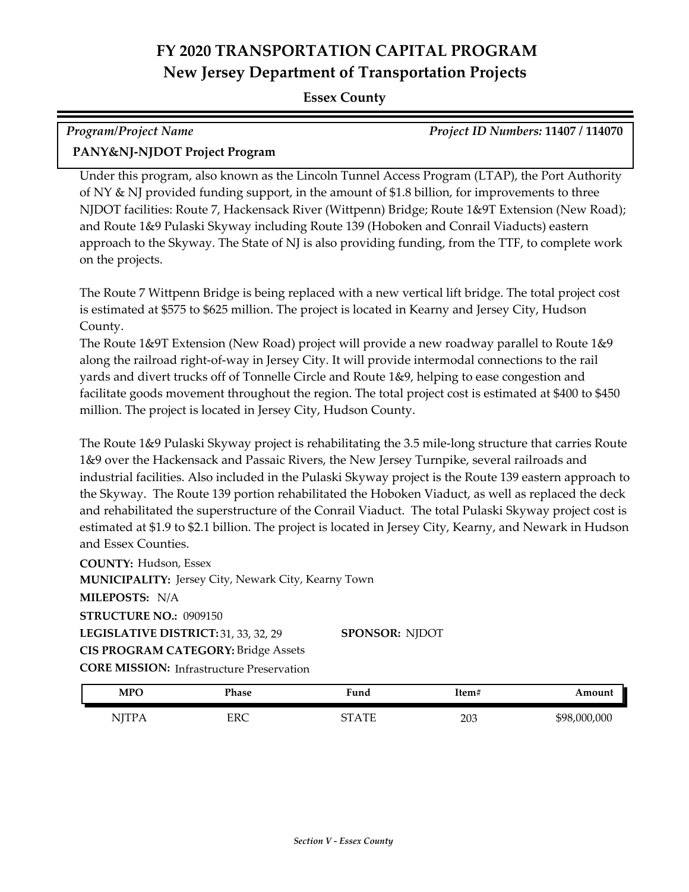# FY 2020 TRANSPORTATION CAPITAL PROGRAM
## New Jersey Department of Transportation Projects
### Essex County

*Program/Project Name* | *Project ID Numbers:* **11407 / 114070**

**PANY&NJ-NJDOT Project Program**

Under this program, also known as the Lincoln Tunnel Access Program (LTAP), the Port Authority of NY & NJ provided funding support, in the amount of $1.8 billion, for improvements to three NJDOT facilities: Route 7, Hackensack River (Wittpenn) Bridge; Route 1&9T Extension (New Road); and Route 1&9 Pulaski Skyway including Route 139 (Hoboken and Conrail Viaducts) eastern approach to the Skyway. The State of NJ is also providing funding, from the TTF, to complete work on the projects.

The Route 7 Wittpenn Bridge is being replaced with a new vertical lift bridge. The total project cost is estimated at $575 to $625 million. The project is located in Kearny and Jersey City, Hudson County.

The Route 1&9T Extension (New Road) project will provide a new roadway parallel to Route 1&9 along the railroad right-of-way in Jersey City. It will provide intermodal connections to the rail yards and divert trucks off of Tonnelle Circle and Route 1&9, helping to ease congestion and facilitate goods movement throughout the region. The total project cost is estimated at $400 to $450 million. The project is located in Jersey City, Hudson County.

The Route 1&9 Pulaski Skyway project is rehabilitating the 3.5 mile-long structure that carries Route 1&9 over the Hackensack and Passaic Rivers, the New Jersey Turnpike, several railroads and industrial facilities. Also included in the Pulaski Skyway project is the Route 139 eastern approach to the Skyway. The Route 139 portion rehabilitated the Hoboken Viaduct, as well as replaced the deck and rehabilitated the superstructure of the Conrail Viaduct. The total Pulaski Skyway project cost is estimated at $1.9 to $2.1 billion. The project is located in Jersey City, Kearny, and Newark in Hudson and Essex Counties.

**COUNTY:** Hudson, Essex
**MUNICIPALITY:** Jersey City, Newark City, Kearny Town
**MILEPOSTS:** N/A
**STRUCTURE NO.:** 0909150
**LEGISLATIVE DISTRICT:** 31, 33, 32, 29 **SPONSOR:** NJDOT
**CIS PROGRAM CATEGORY:** Bridge Assets
**CORE MISSION:** Infrastructure Preservation

| MPO | Phase | Fund | Item# | Amount |
|---|---|---|---|---|
| NJTPA | ERC | STATE | 203 | $98,000,000 |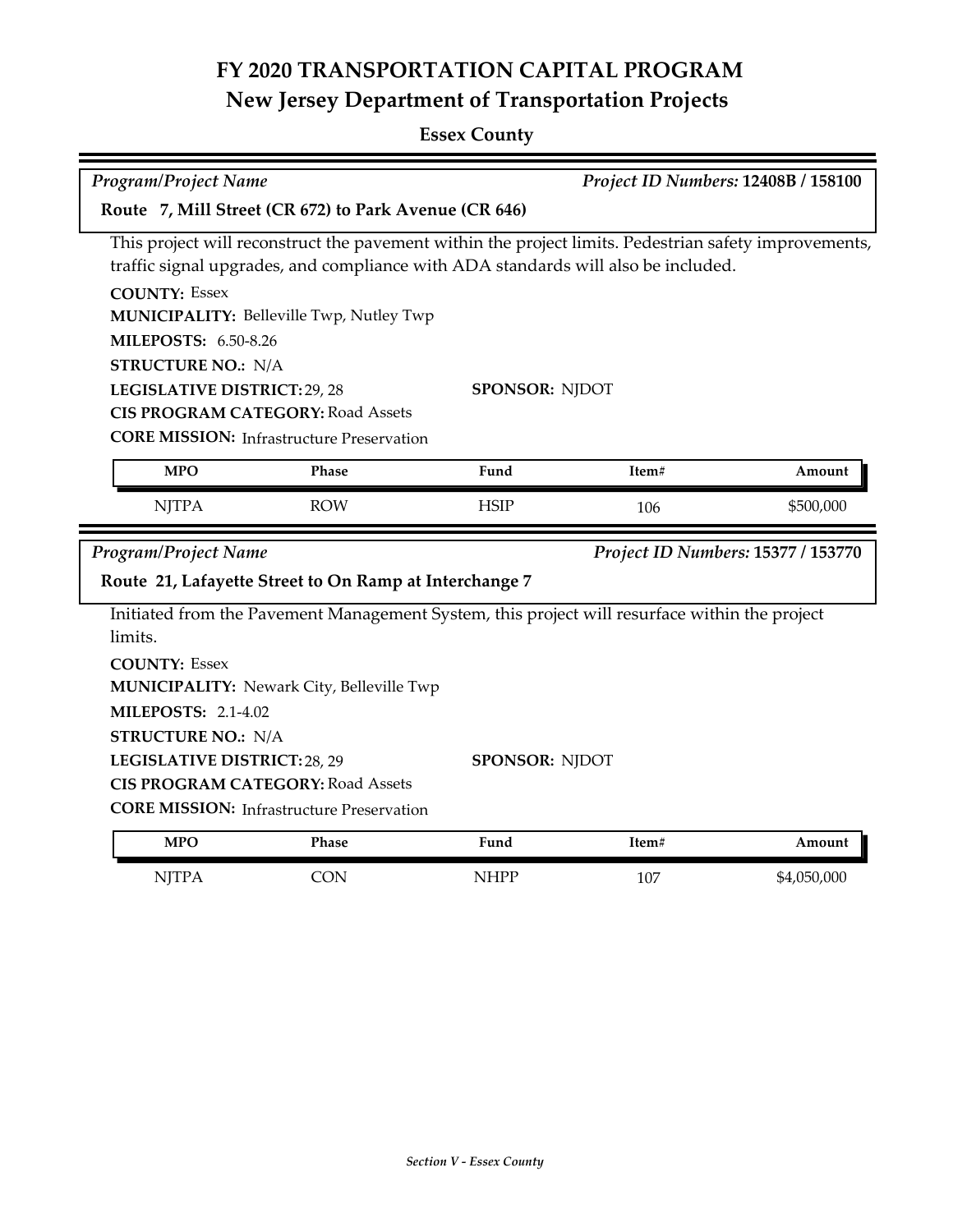# FY 2020 TRANSPORTATION CAPITAL PROGRAM
## New Jersey Department of Transportation Projects

### Essex County

*Program/Project Name* — *Project ID Numbers:* **12408B / 158100**

**Route 7, Mill Street (CR 672) to Park Avenue (CR 646)**

This project will reconstruct the pavement within the project limits. Pedestrian safety improvements, traffic signal upgrades, and compliance with ADA standards will also be included.

**COUNTY:** Essex
**MUNICIPALITY:** Belleville Twp, Nutley Twp
**MILEPOSTS:** 6.50-8.26
**STRUCTURE NO.:** N/A
**LEGISLATIVE DISTRICT:** 29, 28
**SPONSOR:** NJDOT
**CIS PROGRAM CATEGORY:** Road Assets
**CORE MISSION:** Infrastructure Preservation

| MPO | Phase | Fund | Item# | Amount |
|---|---|---|---|---|
| NJTPA | ROW | HSIP | 106 | $500,000 |

*Program/Project Name* — *Project ID Numbers:* **15377 / 153770**

**Route 21, Lafayette Street to On Ramp at Interchange 7**

Initiated from the Pavement Management System, this project will resurface within the project limits.

**COUNTY:** Essex
**MUNICIPALITY:** Newark City, Belleville Twp
**MILEPOSTS:** 2.1-4.02
**STRUCTURE NO.:** N/A
**LEGISLATIVE DISTRICT:** 28, 29
**SPONSOR:** NJDOT
**CIS PROGRAM CATEGORY:** Road Assets
**CORE MISSION:** Infrastructure Preservation

| MPO | Phase | Fund | Item# | Amount |
|---|---|---|---|---|
| NJTPA | CON | NHPP | 107 | $4,050,000 |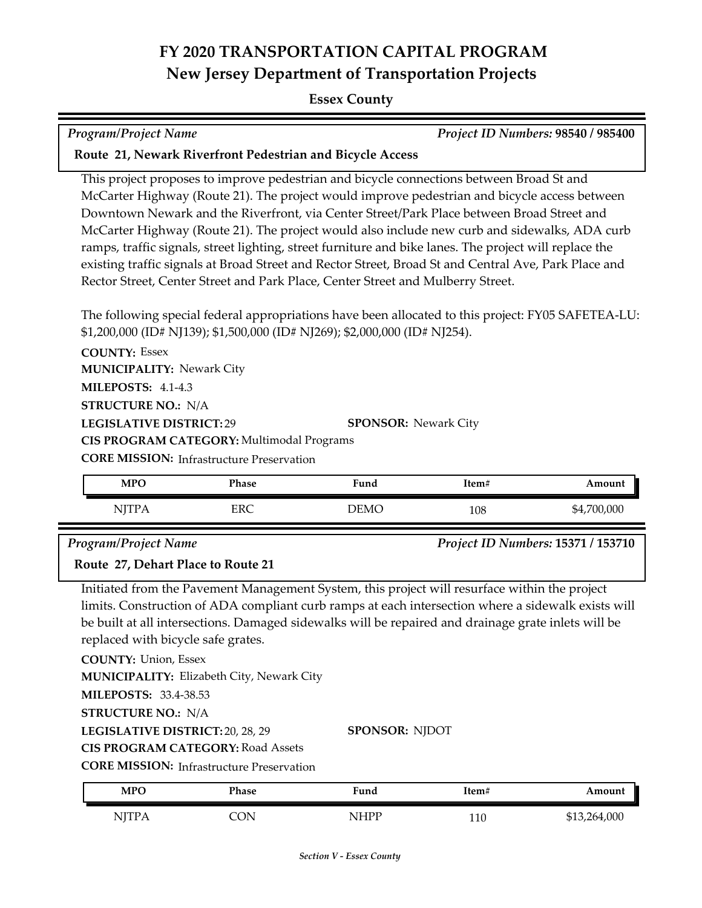# FY 2020 TRANSPORTATION CAPITAL PROGRAM
## New Jersey Department of Transportation Projects

**Essex County**

*Program/Project Name* — *Project ID Numbers:* **98540 / 985400**

**Route 21, Newark Riverfront Pedestrian and Bicycle Access**

This project proposes to improve pedestrian and bicycle connections between Broad St and McCarter Highway (Route 21). The project would improve pedestrian and bicycle access between Downtown Newark and the Riverfront, via Center Street/Park Place between Broad Street and McCarter Highway (Route 21). The project would also include new curb and sidewalks, ADA curb ramps, traffic signals, street lighting, street furniture and bike lanes. The project will replace the existing traffic signals at Broad Street and Rector Street, Broad St and Central Ave, Park Place and Rector Street, Center Street and Park Place, Center Street and Mulberry Street.

The following special federal appropriations have been allocated to this project: FY05 SAFETEA-LU: $1,200,000 (ID# NJ139); $1,500,000 (ID# NJ269); $2,000,000 (ID# NJ254).

**COUNTY:** Essex
**MUNICIPALITY:** Newark City
**MILEPOSTS:** 4.1-4.3
**STRUCTURE NO.:** N/A
**LEGISLATIVE DISTRICT:** 29
**SPONSOR:** Newark City
**CIS PROGRAM CATEGORY:** Multimodal Programs
**CORE MISSION:** Infrastructure Preservation

| MPO | Phase | Fund | Item# | Amount |
|---|---|---|---|---|
| NJTPA | ERC | DEMO | 108 | $4,700,000 |

*Program/Project Name* — *Project ID Numbers:* **15371 / 153710**

**Route 27, Dehart Place to Route 21**

Initiated from the Pavement Management System, this project will resurface within the project limits. Construction of ADA compliant curb ramps at each intersection where a sidewalk exists will be built at all intersections. Damaged sidewalks will be repaired and drainage grate inlets will be replaced with bicycle safe grates.

**COUNTY:** Union, Essex
**MUNICIPALITY:** Elizabeth City, Newark City
**MILEPOSTS:** 33.4-38.53
**STRUCTURE NO.:** N/A
**LEGISLATIVE DISTRICT:** 20, 28, 29
**SPONSOR:** NJDOT
**CIS PROGRAM CATEGORY:** Road Assets
**CORE MISSION:** Infrastructure Preservation

| MPO | Phase | Fund | Item# | Amount |
|---|---|---|---|---|
| NJTPA | CON | NHPP | 110 | $13,264,000 |